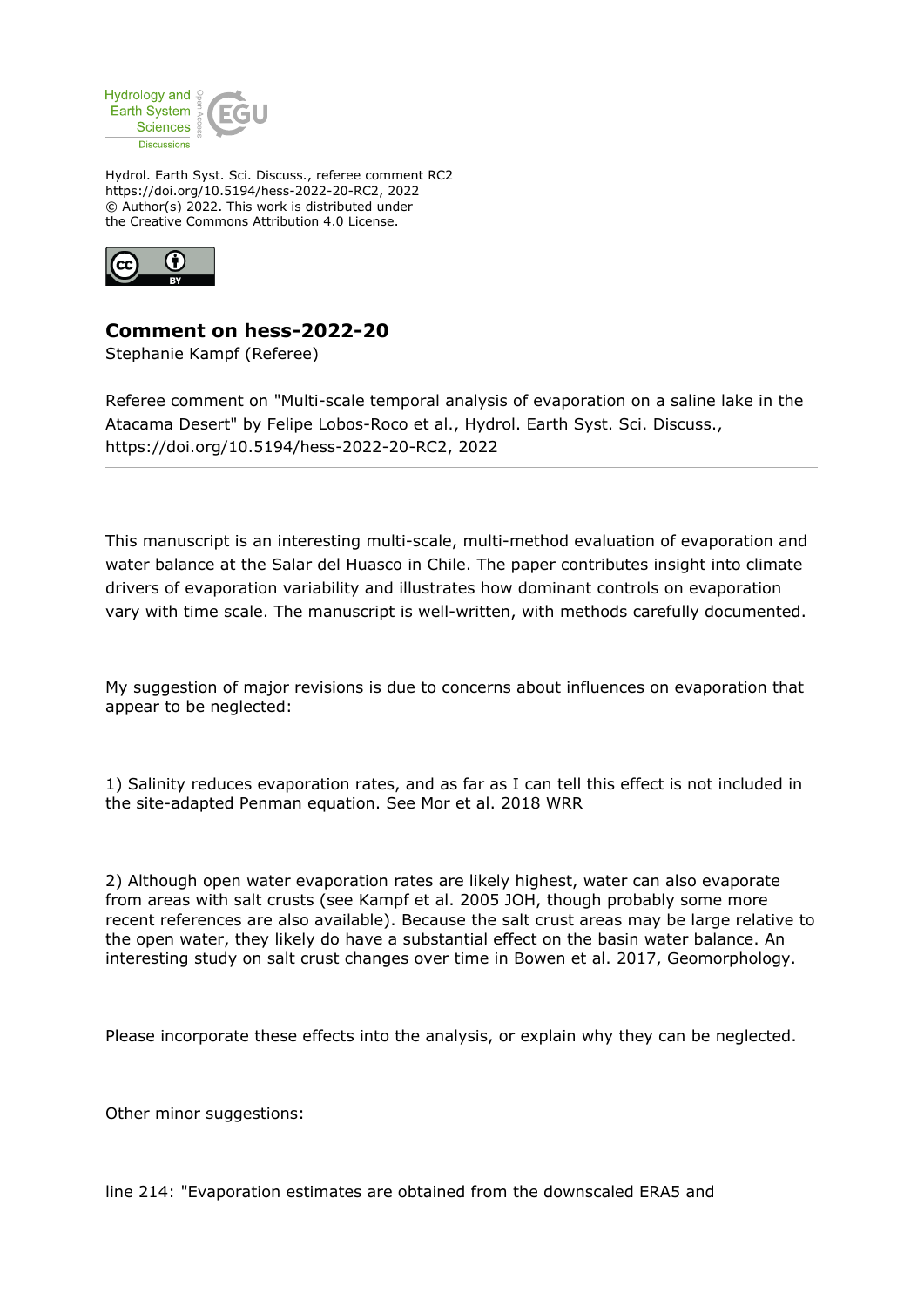Hydrology and Earth System Sciences Discussions

Hydrol. Earth Syst. Sci. Discuss., referee comment RC2
https://doi.org/10.5194/hess-2022-20-RC2, 2022
© Author(s) 2022. This work is distributed under
the Creative Commons Attribution 4.0 License.

# Comment on hess-2022-20

Stephanie Kampf (Referee)

Referee comment on "Multi-scale temporal analysis of evaporation on a saline lake in the Atacama Desert" by Felipe Lobos-Roco et al., Hydrol. Earth Syst. Sci. Discuss., https://doi.org/10.5194/hess-2022-20-RC2, 2022

This manuscript is an interesting multi-scale, multi-method evaluation of evaporation and water balance at the Salar del Huasco in Chile. The paper contributes insight into climate drivers of evaporation variability and illustrates how dominant controls on evaporation vary with time scale. The manuscript is well-written, with methods carefully documented.

My suggestion of major revisions is due to concerns about influences on evaporation that appear to be neglected:

1) Salinity reduces evaporation rates, and as far as I can tell this effect is not included in the site-adapted Penman equation. See Mor et al. 2018 WRR

2) Although open water evaporation rates are likely highest, water can also evaporate from areas with salt crusts (see Kampf et al. 2005 JOH, though probably some more recent references are also available). Because the salt crust areas may be large relative to the open water, they likely do have a substantial effect on the basin water balance. An interesting study on salt crust changes over time in Bowen et al. 2017, Geomorphology.

Please incorporate these effects into the analysis, or explain why they can be neglected.

Other minor suggestions:

line 214: "Evaporation estimates are obtained from the downscaled ERA5 and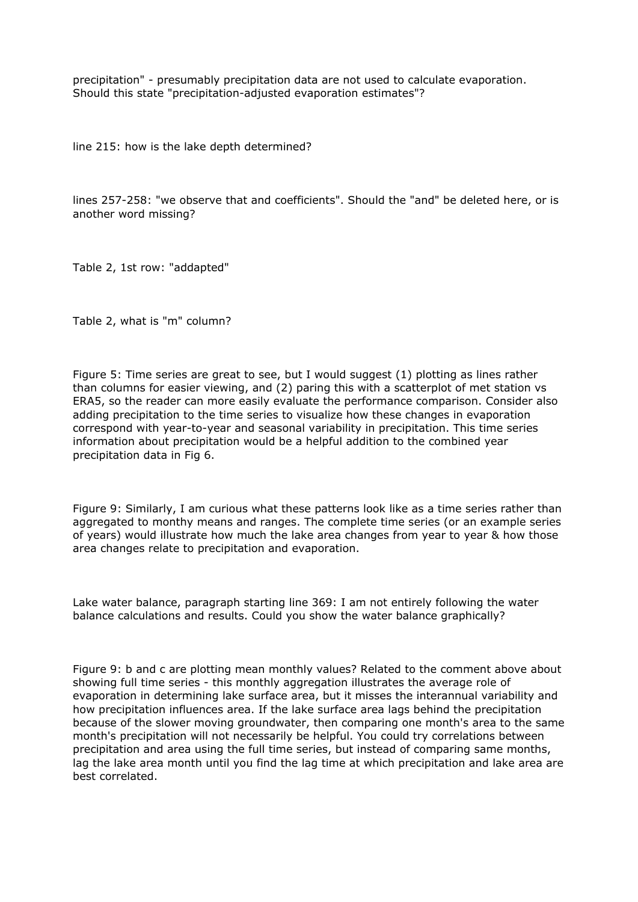precipitation" - presumably precipitation data are not used to calculate evaporation. Should this state "precipitation-adjusted evaporation estimates"?

line 215: how is the lake depth determined?

lines 257-258: "we observe that and coefficients". Should the "and" be deleted here, or is another word missing?

Table 2, 1st row: "addapted"

Table 2, what is "m" column?

Figure 5: Time series are great to see, but I would suggest (1) plotting as lines rather than columns for easier viewing, and (2) paring this with a scatterplot of met station vs ERA5, so the reader can more easily evaluate the performance comparison. Consider also adding precipitation to the time series to visualize how these changes in evaporation correspond with year-to-year and seasonal variability in precipitation. This time series information about precipitation would be a helpful addition to the combined year precipitation data in Fig 6.

Figure 9: Similarly, I am curious what these patterns look like as a time series rather than aggregated to monthy means and ranges. The complete time series (or an example series of years) would illustrate how much the lake area changes from year to year & how those area changes relate to precipitation and evaporation.

Lake water balance, paragraph starting line 369: I am not entirely following the water balance calculations and results. Could you show the water balance graphically?

Figure 9: b and c are plotting mean monthly values? Related to the comment above about showing full time series - this monthly aggregation illustrates the average role of evaporation in determining lake surface area, but it misses the interannual variability and how precipitation influences area. If the lake surface area lags behind the precipitation because of the slower moving groundwater, then comparing one month's area to the same month's precipitation will not necessarily be helpful. You could try correlations between precipitation and area using the full time series, but instead of comparing same months, lag the lake area month until you find the lag time at which precipitation and lake area are best correlated.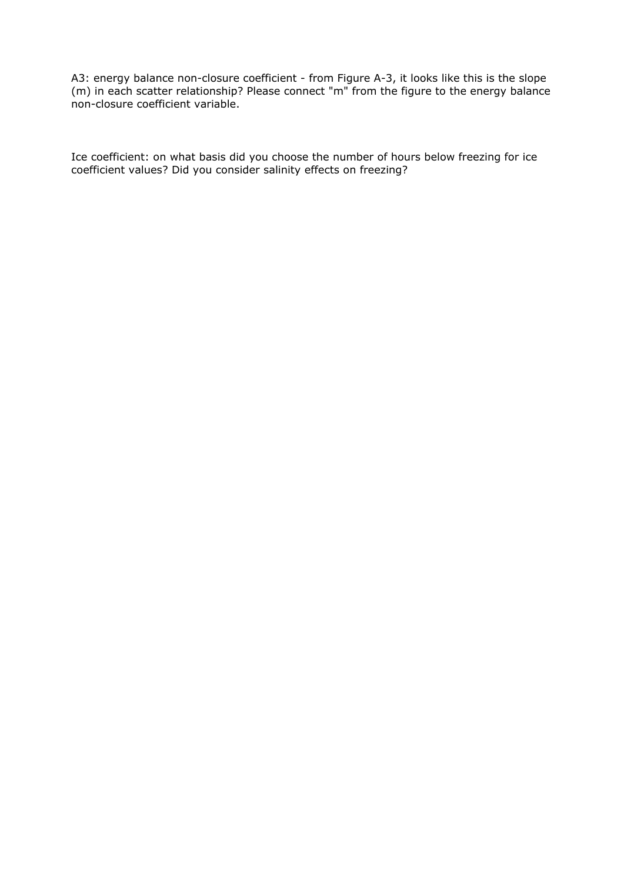A3: energy balance non-closure coefficient - from Figure A-3, it looks like this is the slope (m) in each scatter relationship? Please connect "m" from the figure to the energy balance non-closure coefficient variable.

Ice coefficient: on what basis did you choose the number of hours below freezing for ice coefficient values? Did you consider salinity effects on freezing?